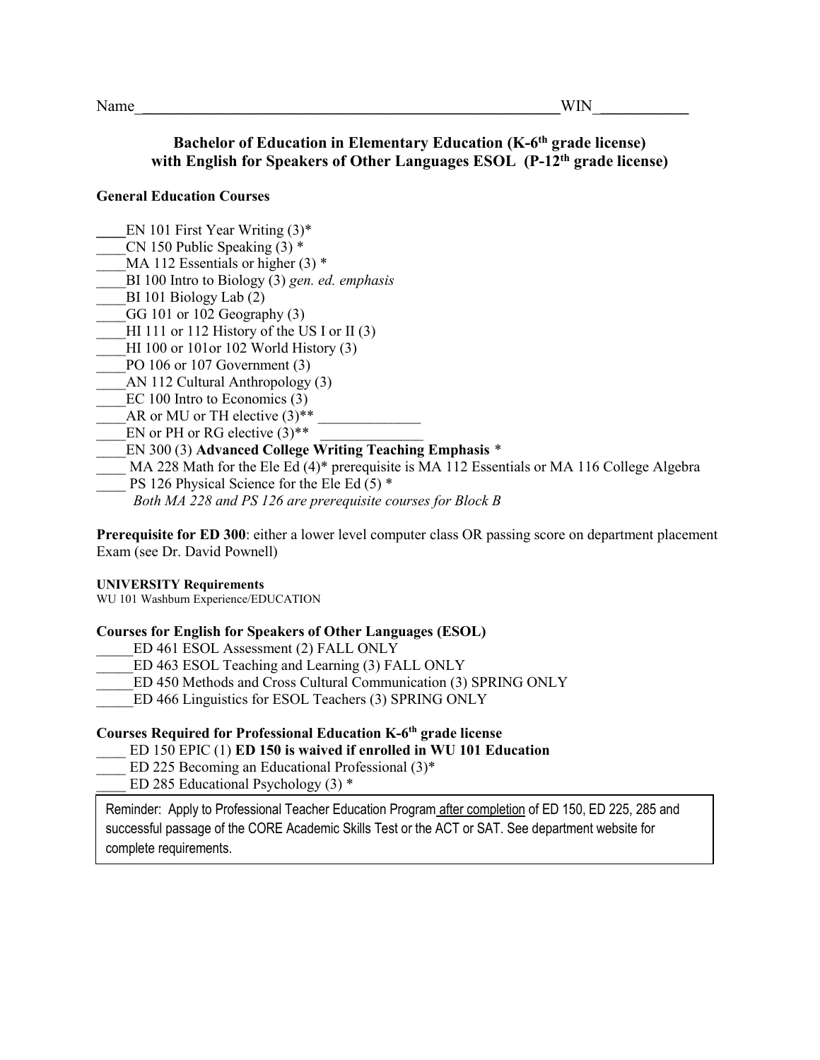Name_______________________________________________________WIN___________

## Bachelor of Education in Elementary Education (K-6th grade license) with English for Speakers of Other Languages ESOL (P-12th grade license)

### General Education Courses

____EN 101 First Year Writing (3)*
____CN 150 Public Speaking (3) *
____MA 112 Essentials or higher (3) *
____BI 100 Intro to Biology (3) *gen. ed. emphasis*
____BI 101 Biology Lab (2)
____GG 101 or 102 Geography (3)
____HI 111 or 112 History of the US I or II (3)
____HI 100 or 101or 102 World History (3)
____PO 106 or 107 Government (3)
____AN 112 Cultural Anthropology (3)
____EC 100 Intro to Economics (3)
____AR or MU or TH elective (3)** ______________
____EN or PH or RG elective (3)** ______________
____EN 300 (3) **Advanced College Writing Teaching Emphasis** *
____ MA 228 Math for the Ele Ed (4)* prerequisite is MA 112 Essentials or MA 116 College Algebra
____ PS 126 Physical Science for the Ele Ed (5) *
*Both MA 228 and PS 126 are prerequisite courses for Block B*

**Prerequisite for ED 300**: either a lower level computer class OR passing score on department placement Exam (see Dr. David Pownell)

**UNIVERSITY Requirements**
WU 101 Washburn Experience/EDUCATION

### Courses for English for Speakers of Other Languages (ESOL)

_____ED 461 ESOL Assessment (2) FALL ONLY
_____ED 463 ESOL Teaching and Learning (3) FALL ONLY
_____ED 450 Methods and Cross Cultural Communication (3) SPRING ONLY
_____ED 466 Linguistics for ESOL Teachers (3) SPRING ONLY

### Courses Required for Professional Education K-6th grade license

____ ED 150 EPIC (1) **ED 150 is waived if enrolled in WU 101 Education**
____ ED 225 Becoming an Educational Professional (3)*
____ ED 285 Educational Psychology (3) *

Reminder: Apply to Professional Teacher Education Program after completion of ED 150, ED 225, 285 and successful passage of the CORE Academic Skills Test or the ACT or SAT. See department website for complete requirements.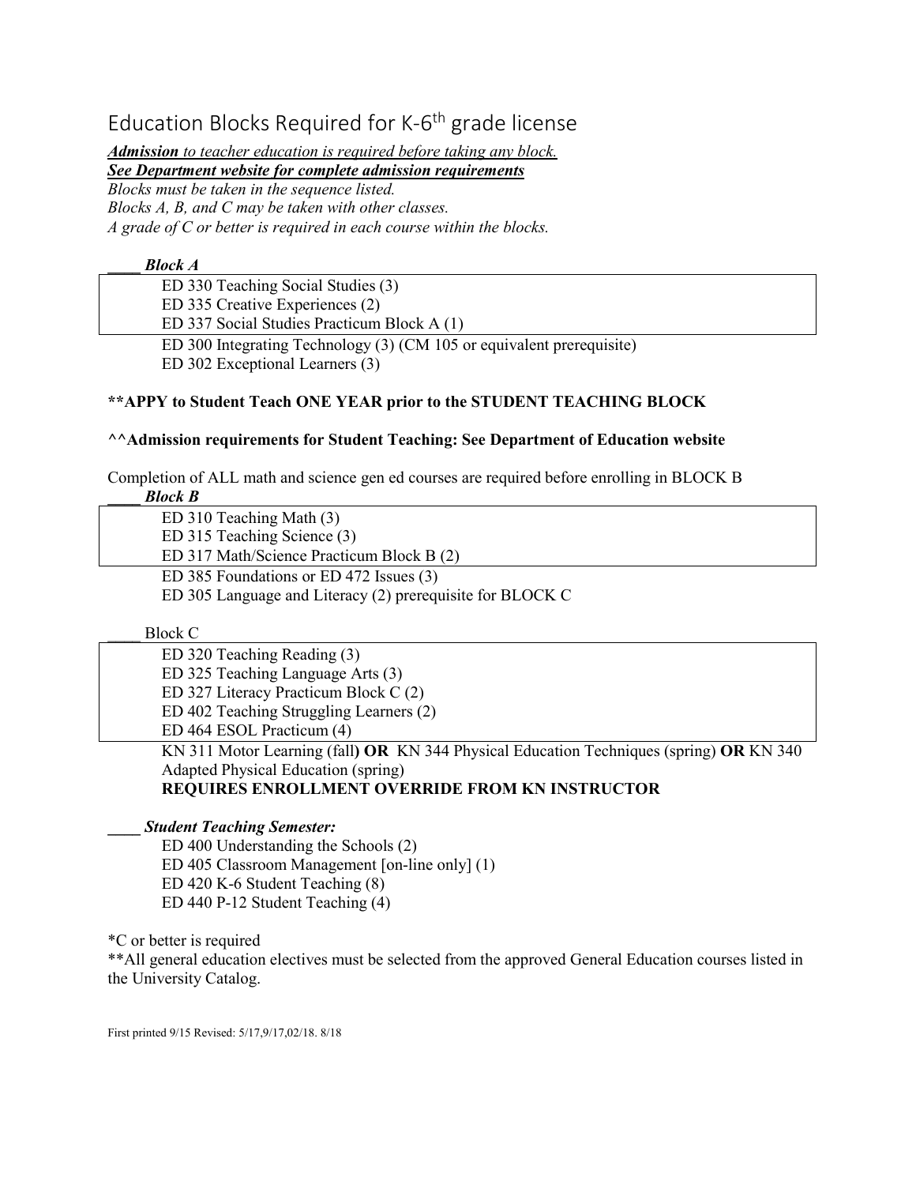# Education Blocks Required for K-6th grade license

***Admission** to teacher education is required before taking any block.*
***See Department website for complete admission requirements***
*Blocks must be taken in the sequence listed.*
*Blocks A, B, and C may be taken with other classes.*
*A grade of C or better is required in each course within the blocks.*

**____ *Block A***

- ED 330 Teaching Social Studies (3)
- ED 335 Creative Experiences (2)
- ED 337 Social Studies Practicum Block A (1)

ED 300 Integrating Technology (3) (CM 105 or equivalent prerequisite)
ED 302 Exceptional Learners (3)

**\*\*APPY to Student Teach ONE YEAR prior to the STUDENT TEACHING BLOCK**

**^^Admission requirements for Student Teaching: See Department of Education website**

Completion of ALL math and science gen ed courses are required before enrolling in BLOCK B

**____ *Block B***

- ED 310 Teaching Math (3)
- ED 315 Teaching Science (3)
- ED 317 Math/Science Practicum Block B (2)

ED 385 Foundations or ED 472 Issues (3)
ED 305 Language and Literacy (2) prerequisite for BLOCK C

____ Block C

- ED 320 Teaching Reading (3)
- ED 325 Teaching Language Arts (3)
- ED 327 Literacy Practicum Block C (2)
- ED 402 Teaching Struggling Learners (2)
- ED 464 ESOL Practicum (4)

KN 311 Motor Learning (fall**) OR** KN 344 Physical Education Techniques (spring) **OR** KN 340 Adapted Physical Education (spring)
**REQUIRES ENROLLMENT OVERRIDE FROM KN INSTRUCTOR**

**____ *Student Teaching Semester:***

ED 400 Understanding the Schools (2)
ED 405 Classroom Management [on-line only] (1)
ED 420 K-6 Student Teaching (8)
ED 440 P-12 Student Teaching (4)

\*C or better is required
\*\*All general education electives must be selected from the approved General Education courses listed in the University Catalog.

First printed 9/15 Revised: 5/17,9/17,02/18. 8/18